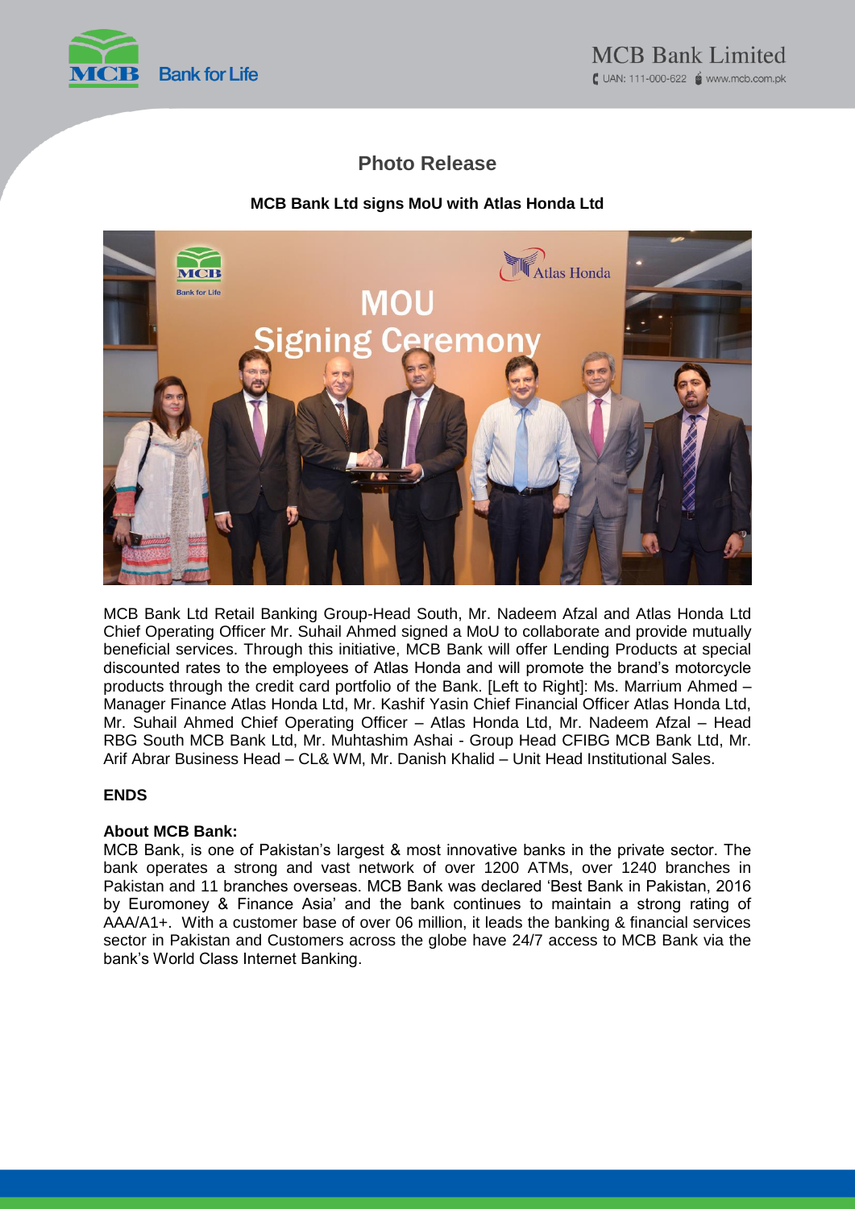# Photo Release

**MCB Bank Ltd signs MoU with Atlas Honda Ltd**

MCB Bank Ltd Retail Banking Group-Head South, Mr. Nadeem Afzal and Atlas Honda Ltd Chief Operating Officer Mr. Suhail Ahmed signed a MoU to collaborate and provide mutually beneficial services. Through this initiative, MCB Bank will offer Lending Products at special discounted rates to the employees of Atlas Honda and will promote the brand's motorcycle products through the credit card portfolio of the Bank. [Left to Right]: Ms. Marrium Ahmed – Manager Finance Atlas Honda Ltd, Mr. Kashif Yasin Chief Financial Officer Atlas Honda Ltd, Mr. Suhail Ahmed Chief Operating Officer – Atlas Honda Ltd, Mr. Nadeem Afzal – Head RBG South MCB Bank Ltd, Mr. Muhtashim Ashai - Group Head CFIBG MCB Bank Ltd, Mr. Arif Abrar Business Head – CL& WM, Mr. Danish Khalid – Unit Head Institutional Sales.

**ENDS**

**About MCB Bank:**

MCB Bank, is one of Pakistan's largest & most innovative banks in the private sector. The bank operates a strong and vast network of over 1200 ATMs, over 1240 branches in Pakistan and 11 branches overseas. MCB Bank was declared 'Best Bank in Pakistan, 2016 by Euromoney & Finance Asia' and the bank continues to maintain a strong rating of AAA/A1+. With a customer base of over 06 million, it leads the banking & financial services sector in Pakistan and Customers across the globe have 24/7 access to MCB Bank via the bank's World Class Internet Banking.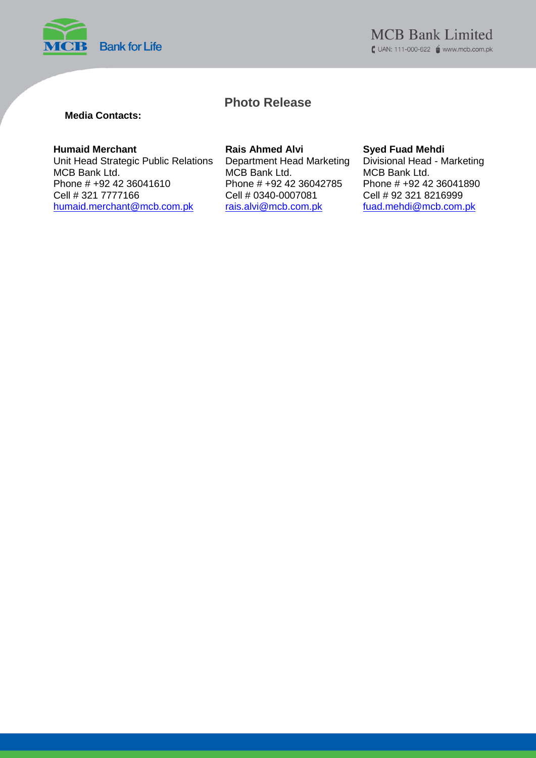## Photo Release

**Media Contacts:**

**Humaid Merchant**
Unit Head Strategic Public Relations
MCB Bank Ltd.
Phone # +92 42 36041610
Cell # 321 7777166
humaid.merchant@mcb.com.pk

**Rais Ahmed Alvi**
Department Head Marketing
MCB Bank Ltd.
Phone # +92 42 36042785
Cell # 0340-0007081
rais.alvi@mcb.com.pk

**Syed Fuad Mehdi**
Divisional Head - Marketing
MCB Bank Ltd.
Phone # +92 42 36041890
Cell # 92 321 8216999
fuad.mehdi@mcb.com.pk